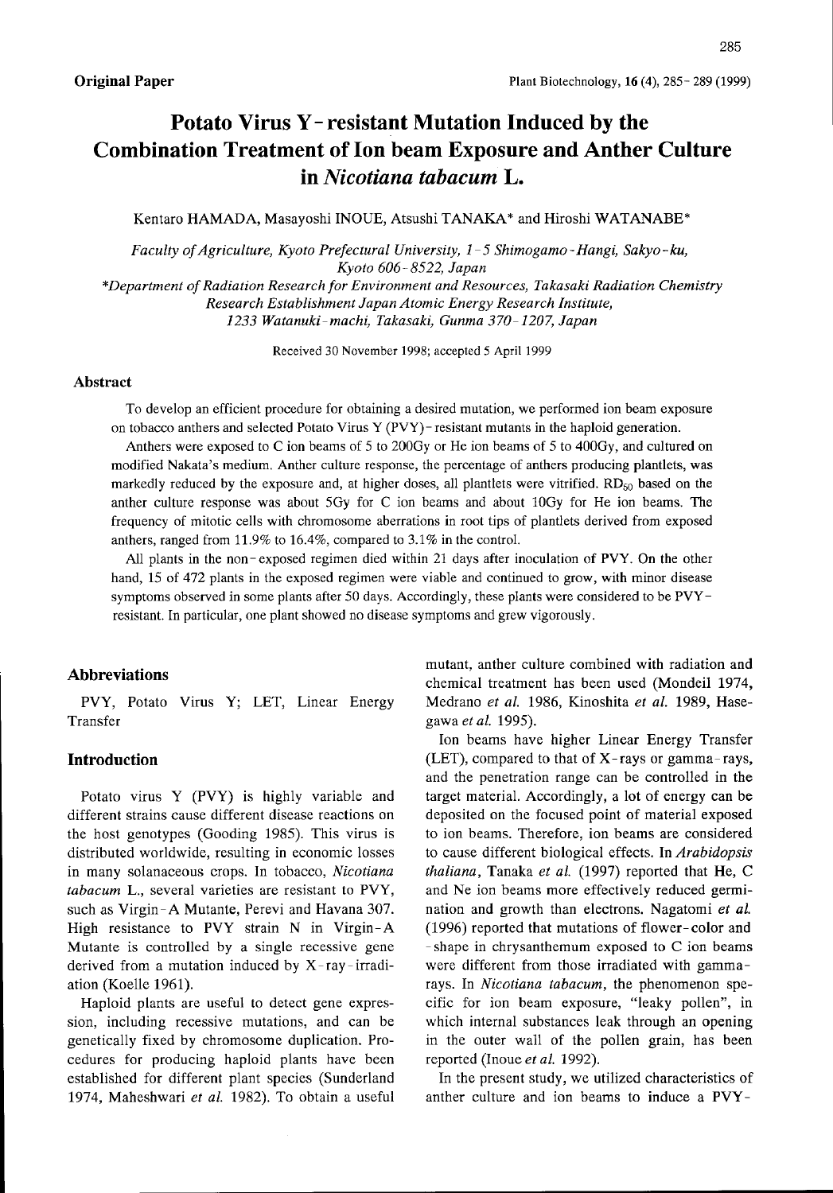**Original Paper**

# Potato Virus Y-resistant Mutation Induced by the Combination Treatment of Ion beam Exposure and Anther Culture in *Nicotiana tabacum* L.

Kentaro HAMADA, Masayoshi INOUE, Atsushi TANAKA* and Hiroshi WATANABE*

*Faculty of Agriculture, Kyoto Prefectural University, 1-5 Shimogamo-Hangi, Sakyo-ku, Kyoto 606-8522, Japan*

*\*Department of Radiation Research for Environment and Resources, Takasaki Radiation Chemistry Research Establishment Japan Atomic Energy Research Institute, 1233 Watanuki-machi, Takasaki, Gunma 370-1207, Japan*

Received 30 November 1998; accepted 5 April 1999

## Abstract

To develop an efficient procedure for obtaining a desired mutation, we performed ion beam exposure on tobacco anthers and selected Potato Virus Y (PVY)-resistant mutants in the haploid generation.

Anthers were exposed to C ion beams of 5 to 200Gy or He ion beams of 5 to 400Gy, and cultured on modified Nakata's medium. Anther culture response, the percentage of anthers producing plantlets, was markedly reduced by the exposure and, at higher doses, all plantlets were vitrified. $RD_{50}$ based on the anther culture response was about 5Gy for C ion beams and about 10Gy for He ion beams. The frequency of mitotic cells with chromosome aberrations in root tips of plantlets derived from exposed anthers, ranged from 11.9% to 16.4%, compared to 3.1% in the control.

All plants in the non-exposed regimen died within 21 days after inoculation of PVY. On the other hand, 15 of 472 plants in the exposed regimen were viable and continued to grow, with minor disease symptoms observed in some plants after 50 days. Accordingly, these plants were considered to be PVY-resistant. In particular, one plant showed no disease symptoms and grew vigorously.

## Abbreviations

PVY, Potato Virus Y; LET, Linear Energy Transfer

## Introduction

Potato virus Y (PVY) is highly variable and different strains cause different disease reactions on the host genotypes (Gooding 1985). This virus is distributed worldwide, resulting in economic losses in many solanaceous crops. In tobacco, *Nicotiana tabacum* L., several varieties are resistant to PVY, such as Virgin-A Mutante, Perevi and Havana 307. High resistance to PVY strain N in Virgin-A Mutante is controlled by a single recessive gene derived from a mutation induced by X-ray-irradiation (Koelle 1961).

Haploid plants are useful to detect gene expression, including recessive mutations, and can be genetically fixed by chromosome duplication. Procedures for producing haploid plants have been established for different plant species (Sunderland 1974, Maheshwari *et al.* 1982). To obtain a useful mutant, anther culture combined with radiation and chemical treatment has been used (Mondeil 1974, Medrano *et al.* 1986, Kinoshita *et al.* 1989, Hasegawa *et al.* 1995).

Ion beams have higher Linear Energy Transfer (LET), compared to that of X-rays or gamma-rays, and the penetration range can be controlled in the target material. Accordingly, a lot of energy can be deposited on the focused point of material exposed to ion beams. Therefore, ion beams are considered to cause different biological effects. In *Arabidopsis thaliana*, Tanaka *et al.* (1997) reported that He, C and Ne ion beams more effectively reduced germination and growth than electrons. Nagatomi *et al.* (1996) reported that mutations of flower-color and -shape in chrysanthemum exposed to C ion beams were different from those irradiated with gamma-rays. In *Nicotiana tabacum*, the phenomenon specific for ion beam exposure, "leaky pollen", in which internal substances leak through an opening in the outer wall of the pollen grain, has been reported (Inoue *et al.* 1992).

In the present study, we utilized characteristics of anther culture and ion beams to induce a PVY-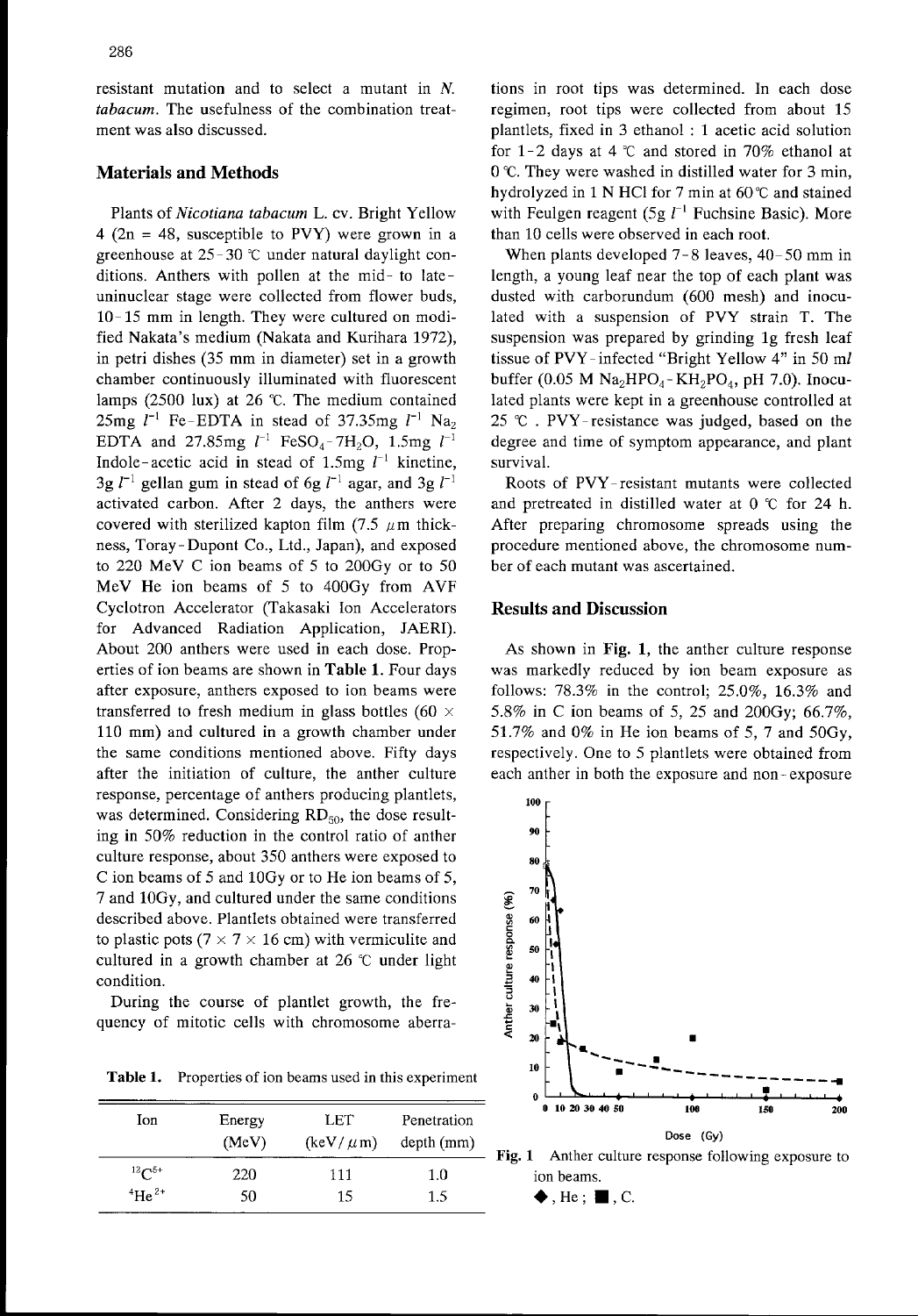resistant mutation and to select a mutant in *N. tabacum*. The usefulness of the combination treatment was also discussed.

## Materials and Methods

Plants of *Nicotiana tabacum* L. cv. Bright Yellow 4 (2n = 48, susceptible to PVY) were grown in a greenhouse at 25-30 ℃ under natural daylight conditions. Anthers with pollen at the mid- to late-uninuclear stage were collected from flower buds, 10-15 mm in length. They were cultured on modified Nakata's medium (Nakata and Kurihara 1972), in petri dishes (35 mm in diameter) set in a growth chamber continuously illuminated with fluorescent lamps (2500 lux) at 26 ℃. The medium contained 25mg $l^{-1}$ Fe-EDTA in stead of 37.35mg $l^{-1}$ $Na_2$ EDTA and 27.85mg $l^{-1}$ $FeSO_4$-$7H_2O$, 1.5mg $l^{-1}$ Indole-acetic acid in stead of 1.5mg $l^{-1}$ kinetine, 3g $l^{-1}$ gellan gum in stead of 6g $l^{-1}$ agar, and 3g $l^{-1}$ activated carbon. After 2 days, the anthers were covered with sterilized kapton film (7.5 $\mu$m thickness, Toray-Dupont Co., Ltd., Japan), and exposed to 220 MeV C ion beams of 5 to 200Gy or to 50 MeV He ion beams of 5 to 400Gy from AVF Cyclotron Accelerator (Takasaki Ion Accelerators for Advanced Radiation Application, JAERI). About 200 anthers were used in each dose. Properties of ion beams are shown in **Table 1.** Four days after exposure, anthers exposed to ion beams were transferred to fresh medium in glass bottles (60 × 110 mm) and cultured in a growth chamber under the same conditions mentioned above. Fifty days after the initiation of culture, the anther culture response, percentage of anthers producing plantlets, was determined. Considering $RD_{50}$, the dose resulting in 50% reduction in the control ratio of anther culture response, about 350 anthers were exposed to C ion beams of 5 and 10Gy or to He ion beams of 5, 7 and 10Gy, and cultured under the same conditions described above. Plantlets obtained were transferred to plastic pots (7 × 7 × 16 cm) with vermiculite and cultured in a growth chamber at 26 ℃ under light condition.

During the course of plantlet growth, the frequency of mitotic cells with chromosome aberrations in root tips was determined. In each dose regimen, root tips were collected from about 15 plantlets, fixed in 3 ethanol : 1 acetic acid solution for 1-2 days at 4 ℃ and stored in 70% ethanol at 0 ℃. They were washed in distilled water for 3 min, hydrolyzed in 1 N HCl for 7 min at 60℃ and stained with Feulgen reagent (5g $l^{-1}$ Fuchsine Basic). More than 10 cells were observed in each root.

When plants developed 7-8 leaves, 40-50 mm in length, a young leaf near the top of each plant was dusted with carborundum (600 mesh) and inoculated with a suspension of PVY strain T. The suspension was prepared by grinding 1g fresh leaf tissue of PVY-infected "Bright Yellow 4" in 50 m*l* buffer (0.05 M $Na_2HPO_4$-$KH_2PO_4$, pH 7.0). Inoculated plants were kept in a greenhouse controlled at 25 ℃. PVY-resistance was judged, based on the degree and time of symptom appearance, and plant survival.

Roots of PVY-resistant mutants were collected and pretreated in distilled water at 0 ℃ for 24 h. After preparing chromosome spreads using the procedure mentioned above, the chromosome number of each mutant was ascertained.

**Table 1.** Properties of ion beams used in this experiment

| Ion | Energy (MeV) | LET (keV/$\mu$m) | Penetration depth (mm) |
|---|---|---|---|
| $^{12}C^{5+}$ | 220 | 111 | 1.0 |
| $^{4}He^{2+}$ | 50 | 15 | 1.5 |

## Results and Discussion

As shown in **Fig. 1**, the anther culture response was markedly reduced by ion beam exposure as follows: 78.3% in the control; 25.0%, 16.3% and 5.8% in C ion beams of 5, 25 and 200Gy; 66.7%, 51.7% and 0% in He ion beams of 5, 7 and 50Gy, respectively. One to 5 plantlets were obtained from each anther in both the exposure and non-exposure

**Fig. 1** Anther culture response following exposure to ion beams.
◆, He ; ■, C.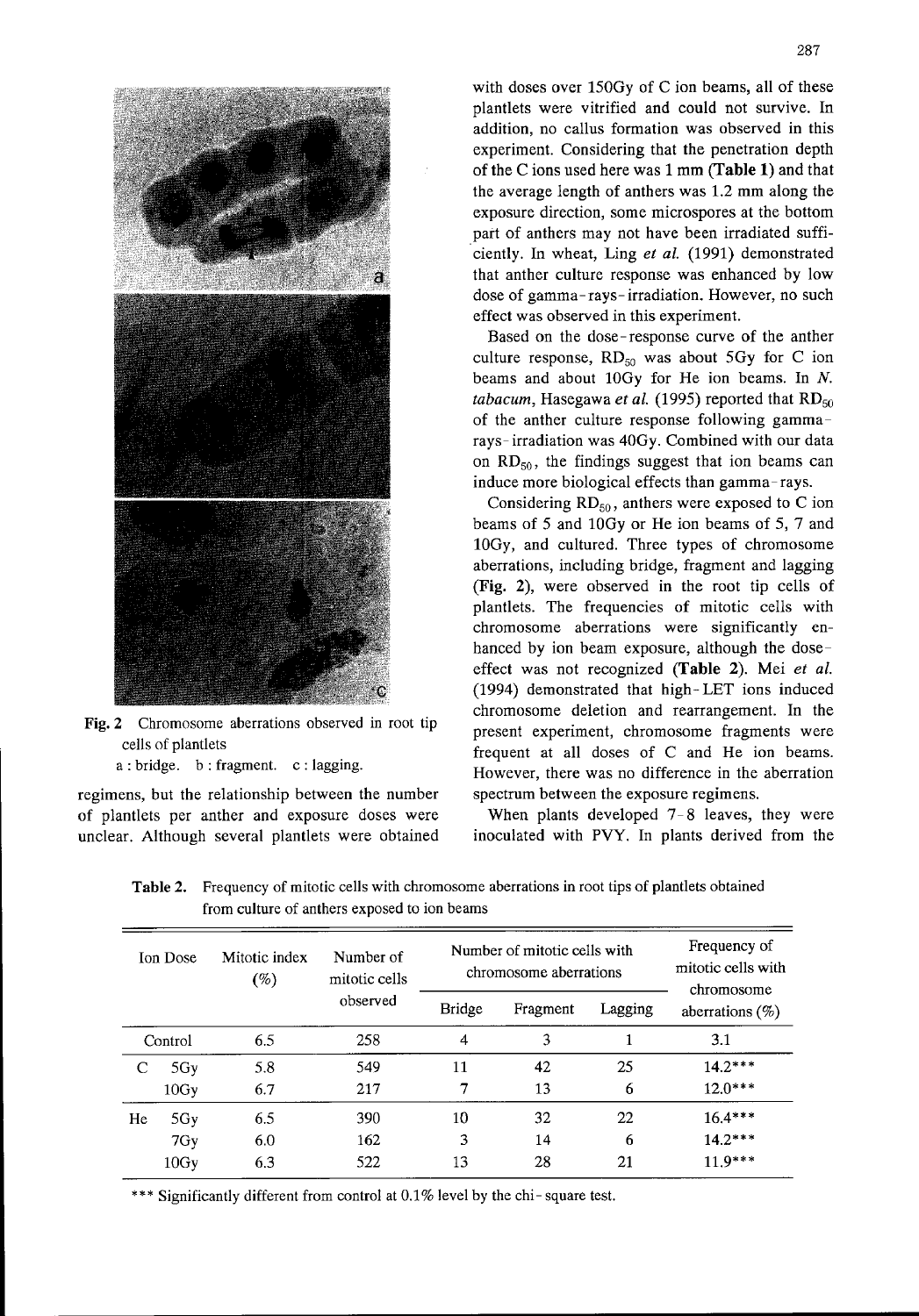Fig. 2 Chromosome aberrations observed in root tip cells of plantlets
a : bridge. b : fragment. c : lagging.

regimens, but the relationship between the number of plantlets per anther and exposure doses were unclear. Although several plantlets were obtained with doses over 150Gy of C ion beams, all of these plantlets were vitrified and could not survive. In addition, no callus formation was observed in this experiment. Considering that the penetration depth of the C ions used here was 1 mm (**Table 1**) and that the average length of anthers was 1.2 mm along the exposure direction, some microspores at the bottom part of anthers may not have been irradiated sufficiently. In wheat, Ling *et al.* (1991) demonstrated that anther culture response was enhanced by low dose of gamma-rays-irradiation. However, no such effect was observed in this experiment.

Based on the dose-response curve of the anther culture response, $RD_{50}$ was about 5Gy for C ion beams and about 10Gy for He ion beams. In *N. tabacum*, Hasegawa *et al.* (1995) reported that $RD_{50}$ of the anther culture response following gamma-rays-irradiation was 40Gy. Combined with our data on $RD_{50}$, the findings suggest that ion beams can induce more biological effects than gamma-rays.

Considering $RD_{50}$, anthers were exposed to C ion beams of 5 and 10Gy or He ion beams of 5, 7 and 10Gy, and cultured. Three types of chromosome aberrations, including bridge, fragment and lagging (**Fig. 2**), were observed in the root tip cells of plantlets. The frequencies of mitotic cells with chromosome aberrations were significantly enhanced by ion beam exposure, although the dose-effect was not recognized (**Table 2**). Mei *et al.* (1994) demonstrated that high-LET ions induced chromosome deletion and rearrangement. In the present experiment, chromosome fragments were frequent at all doses of C and He ion beams. However, there was no difference in the aberration spectrum between the exposure regimens.

When plants developed 7-8 leaves, they were inoculated with PVY. In plants derived from the

**Table 2.** Frequency of mitotic cells with chromosome aberrations in root tips of plantlets obtained from culture of anthers exposed to ion beams

| Ion | Dose | Mitotic index (%) | Number of mitotic cells observed | Number of mitotic cells with chromosome aberrations | | | Frequency of mitotic cells with chromosome aberrations (%) |
|---|---|---|---|---|---|---|---|
| | | | | Bridge | Fragment | Lagging | |
| Control | | 6.5 | 258 | 4 | 3 | 1 | 3.1 |
| C | 5Gy | 5.8 | 549 | 11 | 42 | 25 | 14.2*** |
| | 10Gy | 6.7 | 217 | 7 | 13 | 6 | 12.0*** |
| He | 5Gy | 6.5 | 390 | 10 | 32 | 22 | 16.4*** |
| | 7Gy | 6.0 | 162 | 3 | 14 | 6 | 14.2*** |
| | 10Gy | 6.3 | 522 | 13 | 28 | 21 | 11.9*** |

*** Significantly different from control at 0.1% level by the chi-square test.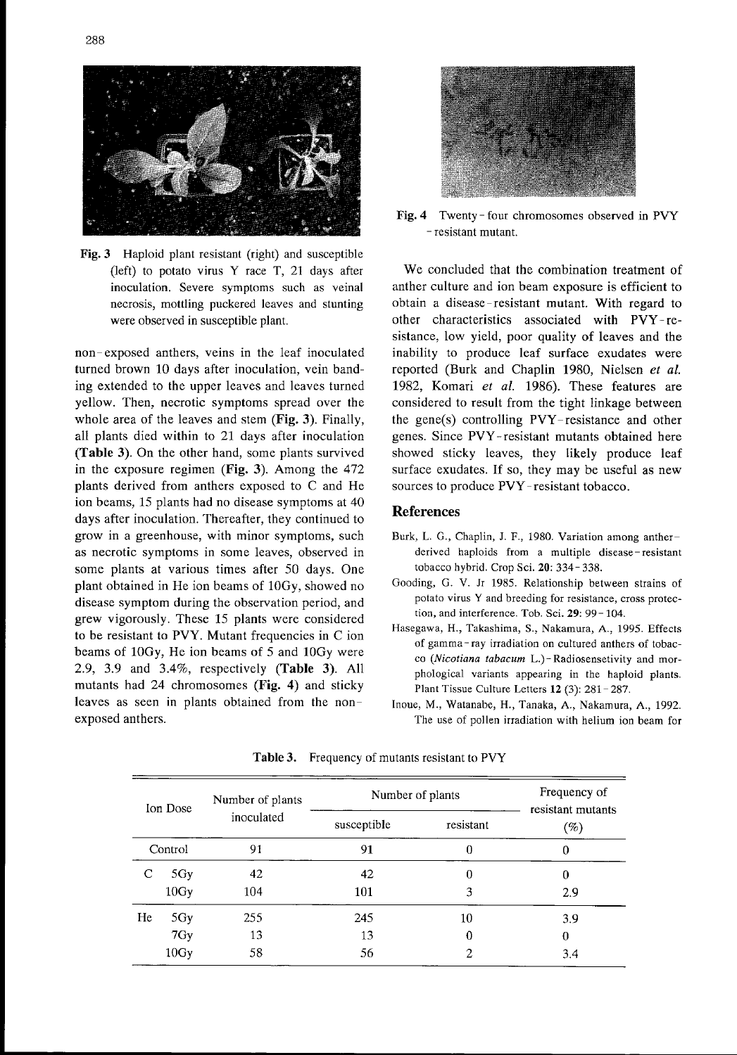Fig. 3 Haploid plant resistant (right) and susceptible (left) to potato virus Y race T, 21 days after inoculation. Severe symptoms such as veinal necrosis, mottling puckered leaves and stunting were observed in susceptible plant.

non-exposed anthers, veins in the leaf inoculated turned brown 10 days after inoculation, vein banding extended to the upper leaves and leaves turned yellow. Then, necrotic symptoms spread over the whole area of the leaves and stem (**Fig. 3**). Finally, all plants died within to 21 days after inoculation (**Table 3**). On the other hand, some plants survived in the exposure regimen (**Fig. 3**). Among the 472 plants derived from anthers exposed to C and He ion beams, 15 plants had no disease symptoms at 40 days after inoculation. Thereafter, they continued to grow in a greenhouse, with minor symptoms, such as necrotic symptoms in some leaves, observed in some plants at various times after 50 days. One plant obtained in He ion beams of 10Gy, showed no disease symptom during the observation period, and grew vigorously. These 15 plants were considered to be resistant to PVY. Mutant frequencies in C ion beams of 10Gy, He ion beams of 5 and 10Gy were 2.9, 3.9 and 3.4%, respectively (**Table 3**). All mutants had 24 chromosomes (**Fig. 4**) and sticky leaves as seen in plants obtained from the non-exposed anthers.

Fig. 4 Twenty-four chromosomes observed in PVY-resistant mutant.

We concluded that the combination treatment of anther culture and ion beam exposure is efficient to obtain a disease-resistant mutant. With regard to other characteristics associated with PVY-resistance, low yield, poor quality of leaves and the inability to produce leaf surface exudates were reported (Burk and Chaplin 1980, Nielsen *et al.* 1982, Komari *et al.* 1986). These features are considered to result from the tight linkage between the gene(s) controlling PVY-resistance and other genes. Since PVY-resistant mutants obtained here showed sticky leaves, they likely produce leaf surface exudates. If so, they may be useful as new sources to produce PVY-resistant tobacco.

## References

- Burk, L. G., Chaplin, J. F., 1980. Variation among anther-derived haploids from a multiple disease-resistant tobacco hybrid. Crop Sci. **20**: 334-338.
- Gooding, G. V. Jr 1985. Relationship between strains of potato virus Y and breeding for resistance, cross protection, and interference. Tob. Sci. **29**: 99-104.
- Hasegawa, H., Takashima, S., Nakamura, A., 1995. Effects of gamma-ray irradiation on cultured anthers of tobacco (*Nicotiana tabacum* L.)-Radiosensetivity and morphological variants appearing in the haploid plants. Plant Tissue Culture Letters **12** (3): 281-287.
- Inoue, M., Watanabe, H., Tanaka, A., Nakamura, A., 1992. The use of pollen irradiation with helium ion beam for

**Table 3.** Frequency of mutants resistant to PVY

| Ion | Dose | Number of plants inoculated | Number of plants | | Frequency of resistant mutants (%) |
|---|---|---|---|---|---|
| | | | susceptible | resistant | |
| Control | | 91 | 91 | 0 | 0 |
| C | 5Gy | 42 | 42 | 0 | 0 |
| | 10Gy | 104 | 101 | 3 | 2.9 |
| He | 5Gy | 255 | 245 | 10 | 3.9 |
| | 7Gy | 13 | 13 | 0 | 0 |
| | 10Gy | 58 | 56 | 2 | 3.4 |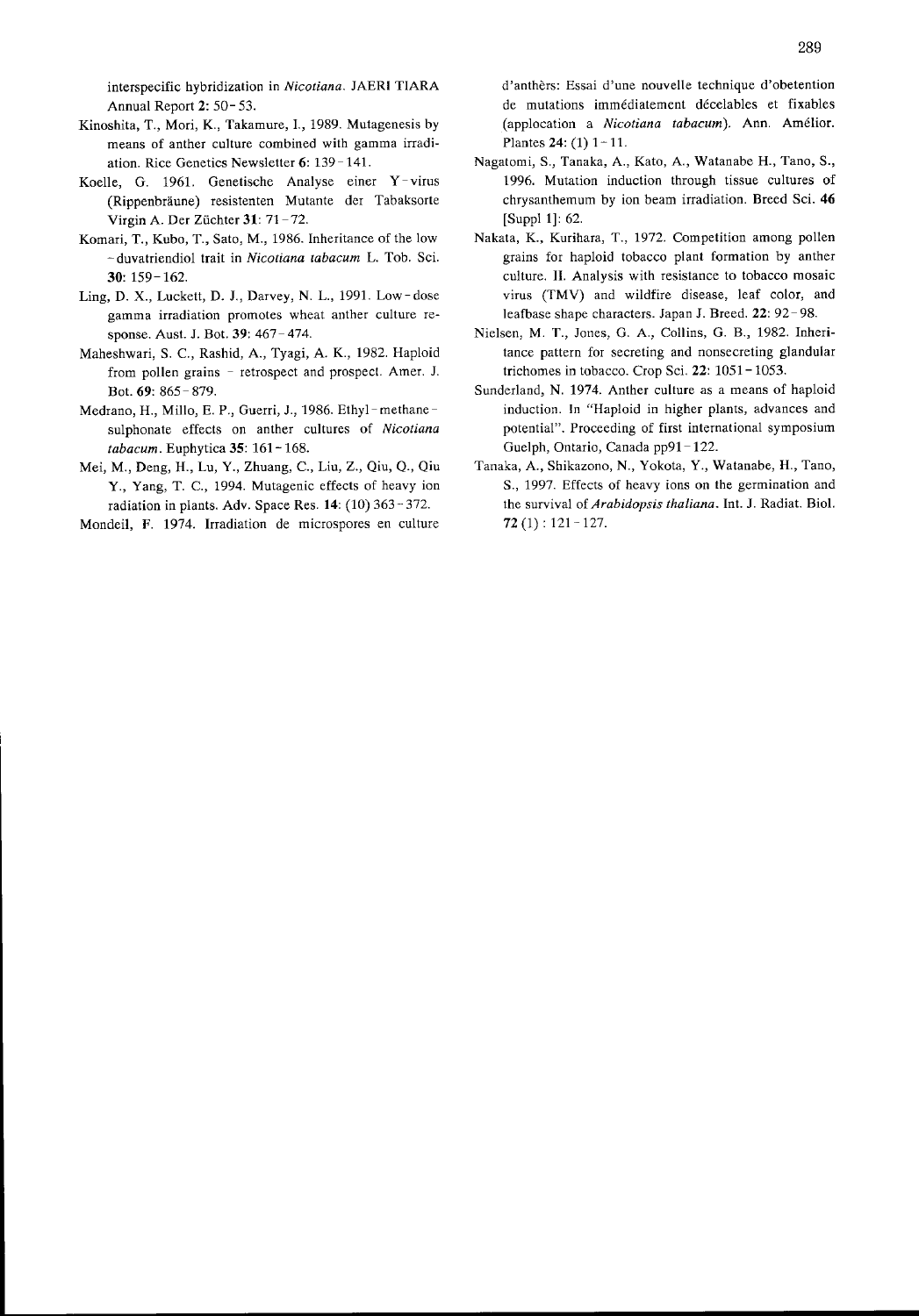interspecific hybridization in *Nicotiana*. JAERI TIARA Annual Report **2:** 50–53.

Kinoshita, T., Mori, K., Takamure, I., 1989. Mutagenesis by means of anther culture combined with gamma irradiation. Rice Genetics Newsletter **6:** 139–141.

Koelle, G. 1961. Genetische Analyse einer Y-virus (Rippenbräune) resistenten Mutante der Tabaksorte Virgin A. Der Züchter **31**: 71–72.

Komari, T., Kubo, T., Sato, M., 1986. Inheritance of the low-duvatriendiol trait in *Nicotiana tabacum* L. Tob. Sci. **30**: 159–162.

Ling, D. X., Luckett, D. J., Darvey, N. L., 1991. Low-dose gamma irradiation promotes wheat anther culture response. Aust. J. Bot. **39**: 467–474.

Maheshwari, S. C., Rashid, A., Tyagi, A. K., 1982. Haploid from pollen grains - retrospect and prospect. Amer. J. Bot. **69**: 865–879.

Medrano, H., Millo, E. P., Guerri, J., 1986. Ethyl-methane-sulphonate effects on anther cultures of *Nicotiana tabacum*. Euphytica **35**: 161–168.

Mei, M., Deng, H., Lu, Y., Zhuang, C., Liu, Z., Qiu, Q., Qiu Y., Yang, T. C., 1994. Mutagenic effects of heavy ion radiation in plants. Adv. Space Res. **14**: (10) 363–372.

Mondeil, F. 1974. Irradiation de microspores en culture d'anthèrs: Essai d'une nouvelle technique d'obetention de mutations immédiatement décelables et fixables (applocation a *Nicotiana tabacum*). Ann. Amélior. Plantes **24**: (1) 1–11.

Nagatomi, S., Tanaka, A., Kato, A., Watanabe H., Tano, S., 1996. Mutation induction through tissue cultures of chrysanthemum by ion beam irradiation. Breed Sci. **46** [Suppl 1]: 62.

Nakata, K., Kurihara, T., 1972. Competition among pollen grains for haploid tobacco plant formation by anther culture. II. Analysis with resistance to tobacco mosaic virus (TMV) and wildfire disease, leaf color, and leafbase shape characters. Japan J. Breed. **22**: 92–98.

Nielsen, M. T., Jones, G. A., Collins, G. B., 1982. Inheritance pattern for secreting and nonsecreting glandular trichomes in tobacco. Crop Sci. **22**: 1051–1053.

Sunderland, N. 1974. Anther culture as a means of haploid induction. In "Haploid in higher plants, advances and potential". Proceeding of first international symposium Guelph, Ontario, Canada pp91–122.

Tanaka, A., Shikazono, N., Yokota, Y., Watanabe, H., Tano, S., 1997. Effects of heavy ions on the germination and the survival of *Arabidopsis thaliana*. Int. J. Radiat. Biol. **72** (1) : 121–127.